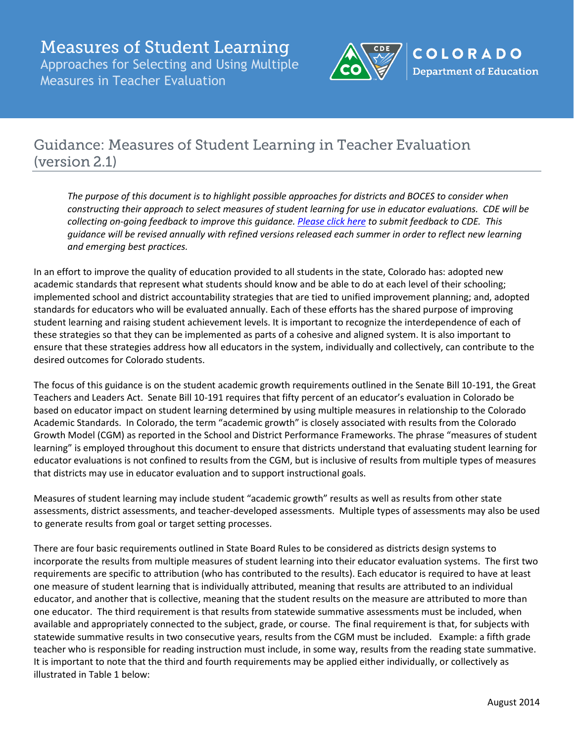# Measures of Student Learning

Approaches for Selecting and Using Multiple Measures in Teacher Evaluation

COLORADO
Department of Education

## Guidance: Measures of Student Learning in Teacher Evaluation (version 2.1)

*The purpose of this document is to highlight possible approaches for districts and BOCES to consider when constructing their approach to select measures of student learning for use in educator evaluations. CDE will be collecting on-going feedback to improve this guidance. [Please click here] to submit feedback to CDE. This guidance will be revised annually with refined versions released each summer in order to reflect new learning and emerging best practices.*

In an effort to improve the quality of education provided to all students in the state, Colorado has: adopted new academic standards that represent what students should know and be able to do at each level of their schooling; implemented school and district accountability strategies that are tied to unified improvement planning; and, adopted standards for educators who will be evaluated annually. Each of these efforts has the shared purpose of improving student learning and raising student achievement levels. It is important to recognize the interdependence of each of these strategies so that they can be implemented as parts of a cohesive and aligned system. It is also important to ensure that these strategies address how all educators in the system, individually and collectively, can contribute to the desired outcomes for Colorado students.

The focus of this guidance is on the student academic growth requirements outlined in the Senate Bill 10-191, the Great Teachers and Leaders Act. Senate Bill 10-191 requires that fifty percent of an educator's evaluation in Colorado be based on educator impact on student learning determined by using multiple measures in relationship to the Colorado Academic Standards. In Colorado, the term "academic growth" is closely associated with results from the Colorado Growth Model (CGM) as reported in the School and District Performance Frameworks. The phrase "measures of student learning" is employed throughout this document to ensure that districts understand that evaluating student learning for educator evaluations is not confined to results from the CGM, but is inclusive of results from multiple types of measures that districts may use in educator evaluation and to support instructional goals.

Measures of student learning may include student "academic growth" results as well as results from other state assessments, district assessments, and teacher-developed assessments. Multiple types of assessments may also be used to generate results from goal or target setting processes.

There are four basic requirements outlined in State Board Rules to be considered as districts design systems to incorporate the results from multiple measures of student learning into their educator evaluation systems. The first two requirements are specific to attribution (who has contributed to the results). Each educator is required to have at least one measure of student learning that is individually attributed, meaning that results are attributed to an individual educator, and another that is collective, meaning that the student results on the measure are attributed to more than one educator. The third requirement is that results from statewide summative assessments must be included, when available and appropriately connected to the subject, grade, or course. The final requirement is that, for subjects with statewide summative results in two consecutive years, results from the CGM must be included. Example: a fifth grade teacher who is responsible for reading instruction must include, in some way, results from the reading state summative. It is important to note that the third and fourth requirements may be applied either individually, or collectively as illustrated in Table 1 below: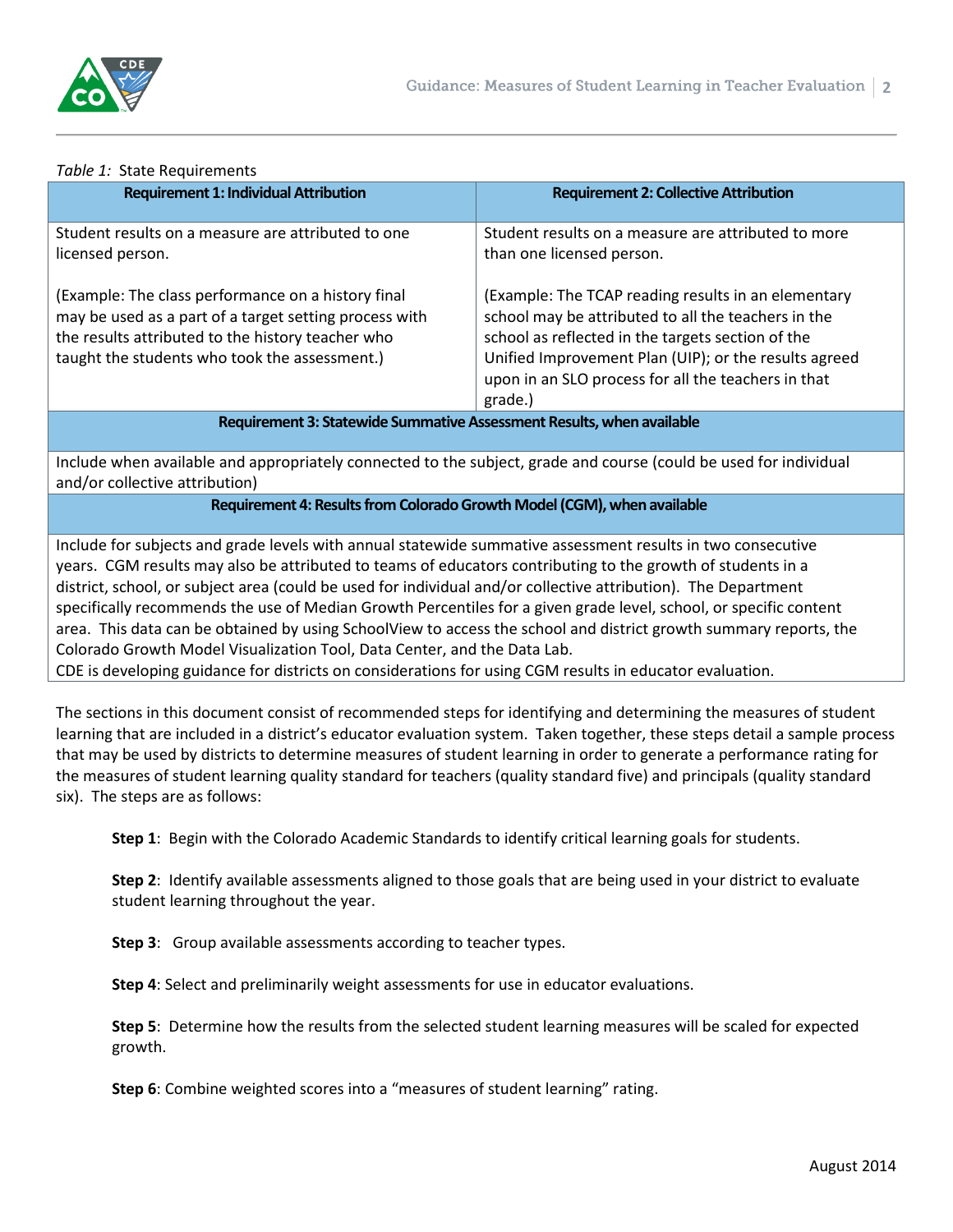*Table 1:* State Requirements

| Requirement 1: Individual Attribution | Requirement 2: Collective Attribution |
|---|---|
| Student results on a measure are attributed to one licensed person.<br><br>(Example: The class performance on a history final may be used as a part of a target setting process with the results attributed to the history teacher who taught the students who took the assessment.) | Student results on a measure are attributed to more than one licensed person.<br><br>(Example: The TCAP reading results in an elementary school may be attributed to all the teachers in the school as reflected in the targets section of the Unified Improvement Plan (UIP); or the results agreed upon in an SLO process for all the teachers in that grade.) |
| **Requirement 3: Statewide Summative Assessment Results, when available** | |
| Include when available and appropriately connected to the subject, grade and course (could be used for individual and/or collective attribution) | |
| **Requirement 4: Results from Colorado Growth Model (CGM), when available** | |
| Include for subjects and grade levels with annual statewide summative assessment results in two consecutive years. CGM results may also be attributed to teams of educators contributing to the growth of students in a district, school, or subject area (could be used for individual and/or collective attribution). The Department specifically recommends the use of Median Growth Percentiles for a given grade level, school, or specific content area. This data can be obtained by using SchoolView to access the school and district growth summary reports, the Colorado Growth Model Visualization Tool, Data Center, and the Data Lab.<br>CDE is developing guidance for districts on considerations for using CGM results in educator evaluation. | |

The sections in this document consist of recommended steps for identifying and determining the measures of student learning that are included in a district's educator evaluation system. Taken together, these steps detail a sample process that may be used by districts to determine measures of student learning in order to generate a performance rating for the measures of student learning quality standard for teachers (quality standard five) and principals (quality standard six). The steps are as follows:

**Step 1**: Begin with the Colorado Academic Standards to identify critical learning goals for students.

**Step 2**: Identify available assessments aligned to those goals that are being used in your district to evaluate student learning throughout the year.

**Step 3**: Group available assessments according to teacher types.

**Step 4**: Select and preliminarily weight assessments for use in educator evaluations.

**Step 5**: Determine how the results from the selected student learning measures will be scaled for expected growth.

**Step 6**: Combine weighted scores into a "measures of student learning" rating.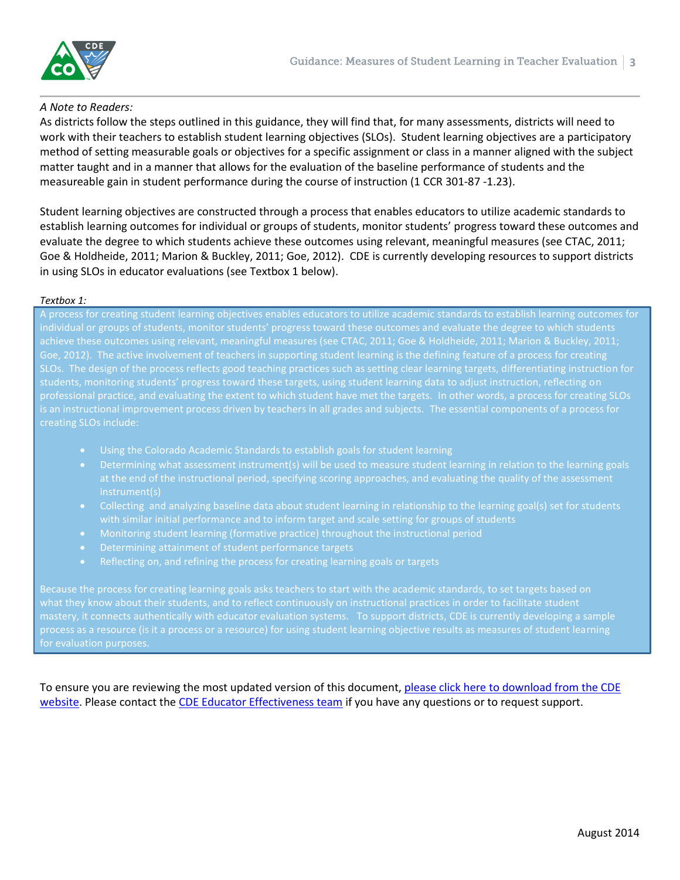*A Note to Readers:*

As districts follow the steps outlined in this guidance, they will find that, for many assessments, districts will need to work with their teachers to establish student learning objectives (SLOs). Student learning objectives are a participatory method of setting measurable goals or objectives for a specific assignment or class in a manner aligned with the subject matter taught and in a manner that allows for the evaluation of the baseline performance of students and the measureable gain in student performance during the course of instruction (1 CCR 301-87 -1.23).

Student learning objectives are constructed through a process that enables educators to utilize academic standards to establish learning outcomes for individual or groups of students, monitor students' progress toward these outcomes and evaluate the degree to which students achieve these outcomes using relevant, meaningful measures (see CTAC, 2011; Goe & Holdheide, 2011; Marion & Buckley, 2011; Goe, 2012). CDE is currently developing resources to support districts in using SLOs in educator evaluations (see Textbox 1 below).

*Textbox 1:*

A process for creating student learning objectives enables educators to utilize academic standards to establish learning outcomes for individual or groups of students, monitor students' progress toward these outcomes and evaluate the degree to which students achieve these outcomes using relevant, meaningful measures (see CTAC, 2011; Goe & Holdheide, 2011; Marion & Buckley, 2011; Goe, 2012). The active involvement of teachers in supporting student learning is the defining feature of a process for creating SLOs. The design of the process reflects good teaching practices such as setting clear learning targets, differentiating instruction for students, monitoring students' progress toward these targets, using student learning data to adjust instruction, reflecting on professional practice, and evaluating the extent to which student have met the targets. In other words, a process for creating SLOs is an instructional improvement process driven by teachers in all grades and subjects. The essential components of a process for creating SLOs include:

- Using the Colorado Academic Standards to establish goals for student learning
- Determining what assessment instrument(s) will be used to measure student learning in relation to the learning goals at the end of the instructional period, specifying scoring approaches, and evaluating the quality of the assessment instrument(s)
- Collecting and analyzing baseline data about student learning in relationship to the learning goal(s) set for students with similar initial performance and to inform target and scale setting for groups of students
- Monitoring student learning (formative practice) throughout the instructional period
- Determining attainment of student performance targets
- Reflecting on, and refining the process for creating learning goals or targets

Because the process for creating learning goals asks teachers to start with the academic standards, to set targets based on what they know about their students, and to reflect continuously on instructional practices in order to facilitate student mastery, it connects authentically with educator evaluation systems. To support districts, CDE is currently developing a sample process as a resource (is it a process or a resource) for using student learning objective results as measures of student learning for evaluation purposes.

To ensure you are reviewing the most updated version of this document, [please click here to download from the CDE website](). Please contact the [CDE Educator Effectiveness team]() if you have any questions or to request support.

August 2014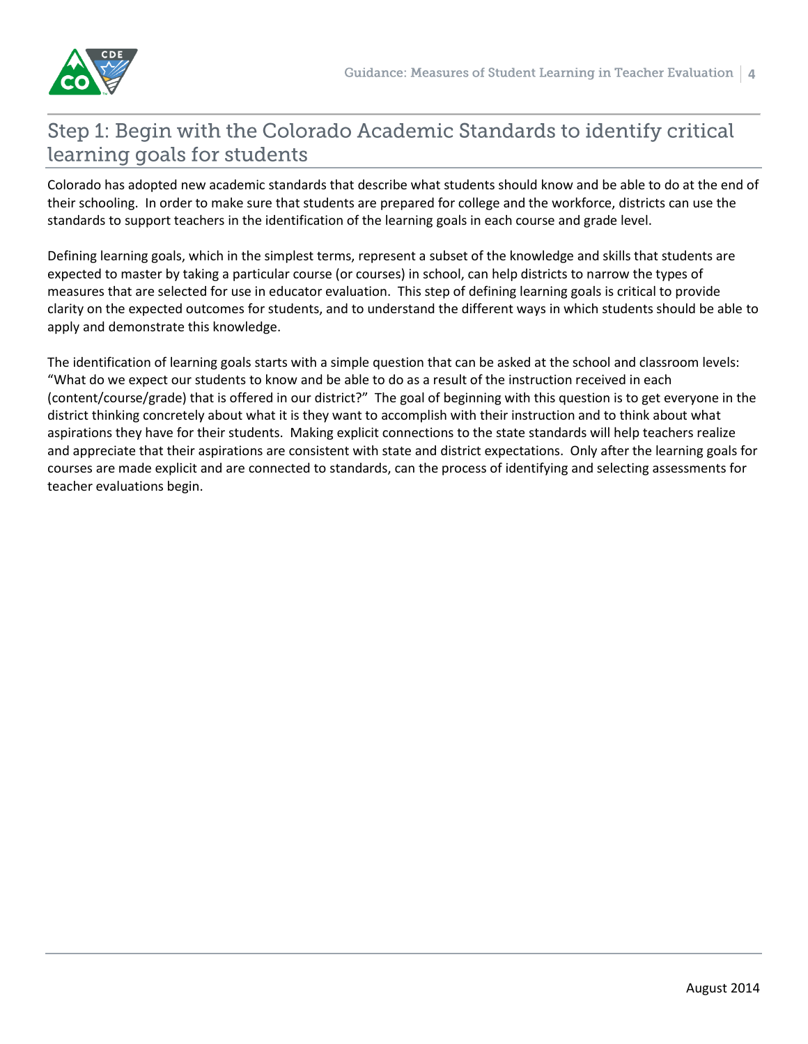## Step 1: Begin with the Colorado Academic Standards to identify critical learning goals for students

Colorado has adopted new academic standards that describe what students should know and be able to do at the end of their schooling. In order to make sure that students are prepared for college and the workforce, districts can use the standards to support teachers in the identification of the learning goals in each course and grade level.

Defining learning goals, which in the simplest terms, represent a subset of the knowledge and skills that students are expected to master by taking a particular course (or courses) in school, can help districts to narrow the types of measures that are selected for use in educator evaluation. This step of defining learning goals is critical to provide clarity on the expected outcomes for students, and to understand the different ways in which students should be able to apply and demonstrate this knowledge.

The identification of learning goals starts with a simple question that can be asked at the school and classroom levels: "What do we expect our students to know and be able to do as a result of the instruction received in each (content/course/grade) that is offered in our district?" The goal of beginning with this question is to get everyone in the district thinking concretely about what it is they want to accomplish with their instruction and to think about what aspirations they have for their students. Making explicit connections to the state standards will help teachers realize and appreciate that their aspirations are consistent with state and district expectations. Only after the learning goals for courses are made explicit and are connected to standards, can the process of identifying and selecting assessments for teacher evaluations begin.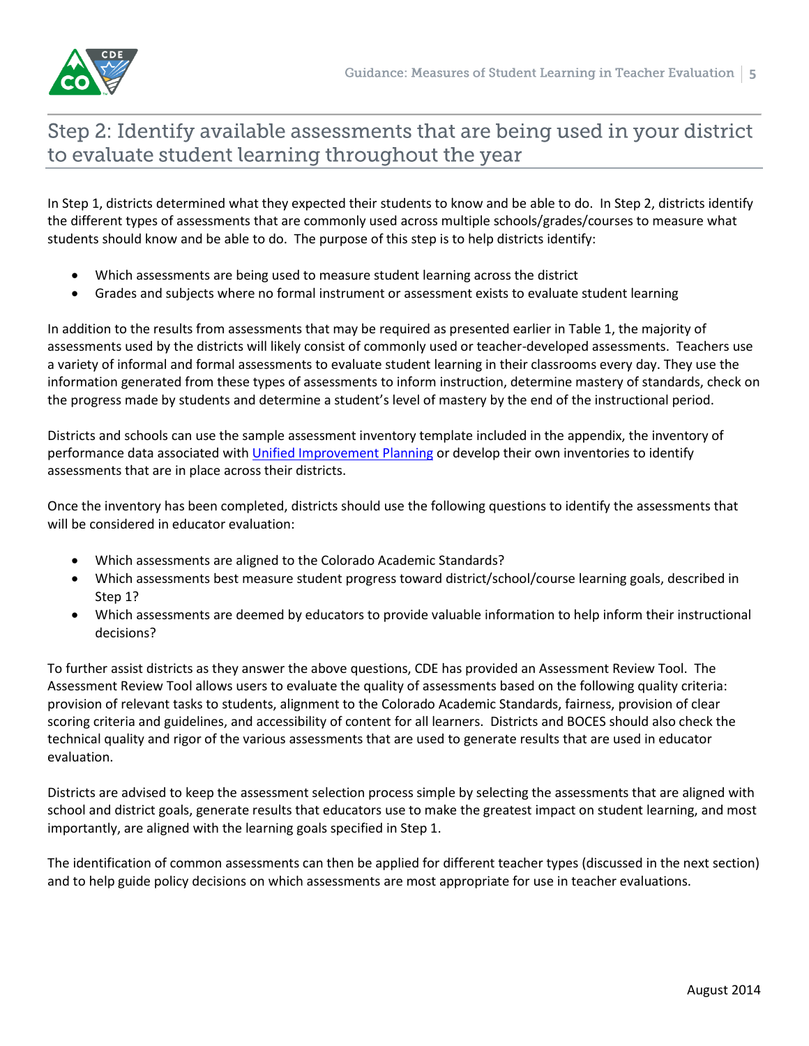## Step 2: Identify available assessments that are being used in your district to evaluate student learning throughout the year

In Step 1, districts determined what they expected their students to know and be able to do. In Step 2, districts identify the different types of assessments that are commonly used across multiple schools/grades/courses to measure what students should know and be able to do. The purpose of this step is to help districts identify:

- Which assessments are being used to measure student learning across the district
- Grades and subjects where no formal instrument or assessment exists to evaluate student learning

In addition to the results from assessments that may be required as presented earlier in Table 1, the majority of assessments used by the districts will likely consist of commonly used or teacher-developed assessments. Teachers use a variety of informal and formal assessments to evaluate student learning in their classrooms every day. They use the information generated from these types of assessments to inform instruction, determine mastery of standards, check on the progress made by students and determine a student's level of mastery by the end of the instructional period.

Districts and schools can use the sample assessment inventory template included in the appendix, the inventory of performance data associated with Unified Improvement Planning or develop their own inventories to identify assessments that are in place across their districts.

Once the inventory has been completed, districts should use the following questions to identify the assessments that will be considered in educator evaluation:

- Which assessments are aligned to the Colorado Academic Standards?
- Which assessments best measure student progress toward district/school/course learning goals, described in Step 1?
- Which assessments are deemed by educators to provide valuable information to help inform their instructional decisions?

To further assist districts as they answer the above questions, CDE has provided an Assessment Review Tool. The Assessment Review Tool allows users to evaluate the quality of assessments based on the following quality criteria: provision of relevant tasks to students, alignment to the Colorado Academic Standards, fairness, provision of clear scoring criteria and guidelines, and accessibility of content for all learners. Districts and BOCES should also check the technical quality and rigor of the various assessments that are used to generate results that are used in educator evaluation.

Districts are advised to keep the assessment selection process simple by selecting the assessments that are aligned with school and district goals, generate results that educators use to make the greatest impact on student learning, and most importantly, are aligned with the learning goals specified in Step 1.

The identification of common assessments can then be applied for different teacher types (discussed in the next section) and to help guide policy decisions on which assessments are most appropriate for use in teacher evaluations.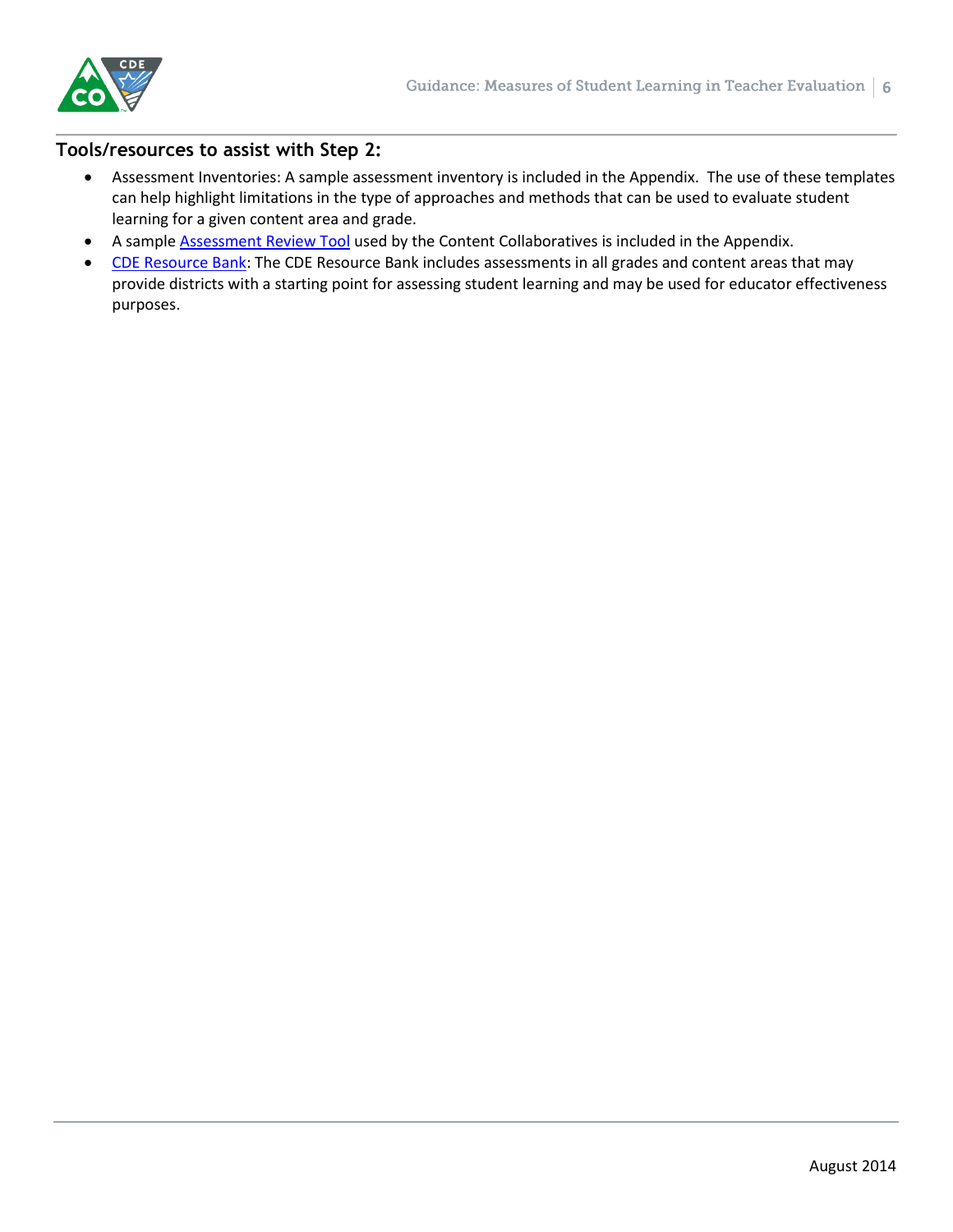## Tools/resources to assist with Step 2:

- Assessment Inventories: A sample assessment inventory is included in the Appendix. The use of these templates can help highlight limitations in the type of approaches and methods that can be used to evaluate student learning for a given content area and grade.
- A sample Assessment Review Tool used by the Content Collaboratives is included in the Appendix.
- CDE Resource Bank: The CDE Resource Bank includes assessments in all grades and content areas that may provide districts with a starting point for assessing student learning and may be used for educator effectiveness purposes.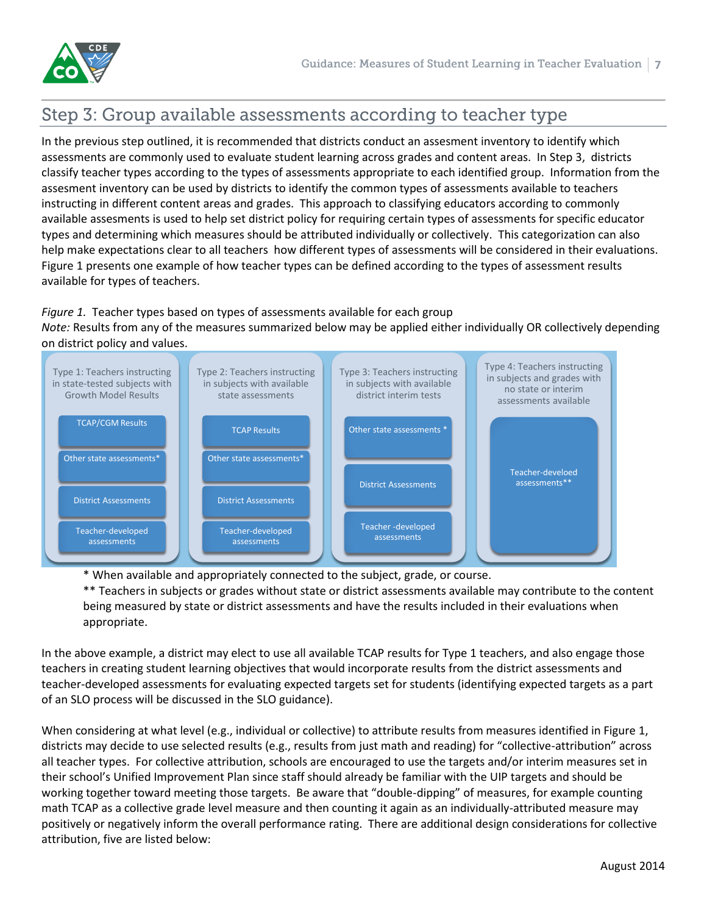## Step 3: Group available assessments according to teacher type

In the previous step outlined, it is recommended that districts conduct an assesment inventory to identify which assessments are commonly used to evaluate student learning across grades and content areas. In Step 3, districts classify teacher types according to the types of assessments appropriate to each identified group. Information from the assesment inventory can be used by districts to identify the common types of assessments available to teachers instructing in different content areas and grades. This approach to classifying educators according to commonly available assesments is used to help set district policy for requiring certain types of assessments for specific educator types and determining which measures should be attributed individually or collectively. This categorization can also help make expectations clear to all teachers how different types of assessments will be considered in their evaluations. Figure 1 presents one example of how teacher types can be defined according to the types of assessment results available for types of teachers.

*Figure 1.* Teacher types based on types of assessments available for each group

*Note:* Results from any of the measures summarized below may be applied either individually OR collectively depending on district policy and values.

| Type 1: Teachers instructing in state-tested subjects with Growth Model Results | Type 2: Teachers instructing in subjects with available state assessments | Type 3: Teachers instructing in subjects with available district interim tests | Type 4: Teachers instructing in subjects and grades with no state or interim assessments available |
|---|---|---|---|
| TCAP/CGM Results | TCAP Results | Other state assessments * | Teacher-develoed assessments** |
| Other state assessments* | Other state assessments* | District Assessments | |
| District Assessments | District Assessments | Teacher -developed assessments | |
| Teacher-developed assessments | Teacher-developed assessments | | |

\* When available and appropriately connected to the subject, grade, or course.

\*\* Teachers in subjects or grades without state or district assessments available may contribute to the content being measured by state or district assessments and have the results included in their evaluations when appropriate.

In the above example, a district may elect to use all available TCAP results for Type 1 teachers, and also engage those teachers in creating student learning objectives that would incorporate results from the district assessments and teacher-developed assessments for evaluating expected targets set for students (identifying expected targets as a part of an SLO process will be discussed in the SLO guidance).

When considering at what level (e.g., individual or collective) to attribute results from measures identified in Figure 1, districts may decide to use selected results (e.g., results from just math and reading) for "collective-attribution" across all teacher types. For collective attribution, schools are encouraged to use the targets and/or interim measures set in their school's Unified Improvement Plan since staff should already be familiar with the UIP targets and should be working together toward meeting those targets. Be aware that "double-dipping" of measures, for example counting math TCAP as a collective grade level measure and then counting it again as an individually-attributed measure may positively or negatively inform the overall performance rating. There are additional design considerations for collective attribution, five are listed below: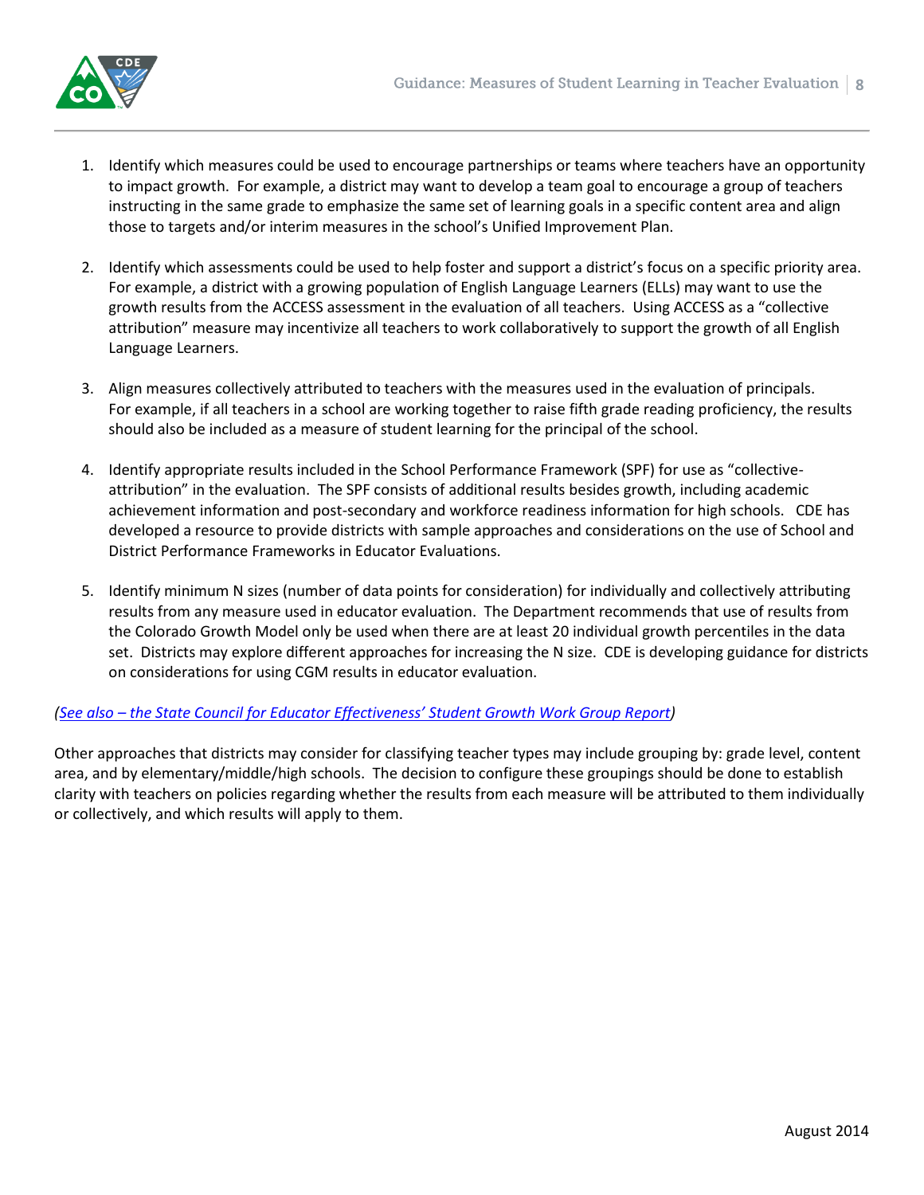1. Identify which measures could be used to encourage partnerships or teams where teachers have an opportunity to impact growth. For example, a district may want to develop a team goal to encourage a group of teachers instructing in the same grade to emphasize the same set of learning goals in a specific content area and align those to targets and/or interim measures in the school's Unified Improvement Plan.

2. Identify which assessments could be used to help foster and support a district's focus on a specific priority area. For example, a district with a growing population of English Language Learners (ELLs) may want to use the growth results from the ACCESS assessment in the evaluation of all teachers. Using ACCESS as a "collective attribution" measure may incentivize all teachers to work collaboratively to support the growth of all English Language Learners.

3. Align measures collectively attributed to teachers with the measures used in the evaluation of principals. For example, if all teachers in a school are working together to raise fifth grade reading proficiency, the results should also be included as a measure of student learning for the principal of the school.

4. Identify appropriate results included in the School Performance Framework (SPF) for use as "collective-attribution" in the evaluation. The SPF consists of additional results besides growth, including academic achievement information and post-secondary and workforce readiness information for high schools. CDE has developed a resource to provide districts with sample approaches and considerations on the use of School and District Performance Frameworks in Educator Evaluations.

5. Identify minimum N sizes (number of data points for consideration) for individually and collectively attributing results from any measure used in educator evaluation. The Department recommends that use of results from the Colorado Growth Model only be used when there are at least 20 individual growth percentiles in the data set. Districts may explore different approaches for increasing the N size. CDE is developing guidance for districts on considerations for using CGM results in educator evaluation.

*(See also – the State Council for Educator Effectiveness' Student Growth Work Group Report)*

Other approaches that districts may consider for classifying teacher types may include grouping by: grade level, content area, and by elementary/middle/high schools. The decision to configure these groupings should be done to establish clarity with teachers on policies regarding whether the results from each measure will be attributed to them individually or collectively, and which results will apply to them.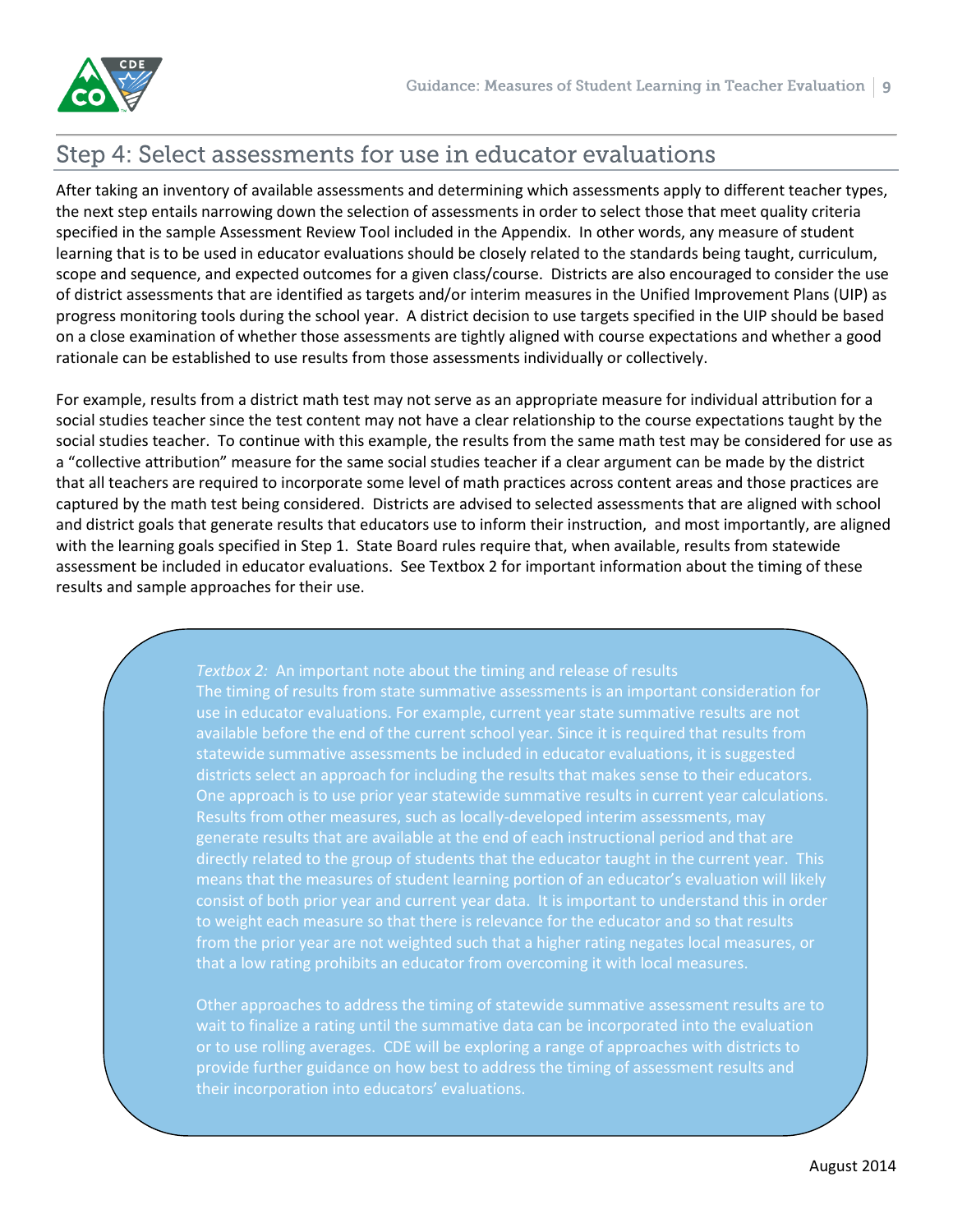## Step 4: Select assessments for use in educator evaluations

After taking an inventory of available assessments and determining which assessments apply to different teacher types, the next step entails narrowing down the selection of assessments in order to select those that meet quality criteria specified in the sample Assessment Review Tool included in the Appendix. In other words, any measure of student learning that is to be used in educator evaluations should be closely related to the standards being taught, curriculum, scope and sequence, and expected outcomes for a given class/course. Districts are also encouraged to consider the use of district assessments that are identified as targets and/or interim measures in the Unified Improvement Plans (UIP) as progress monitoring tools during the school year. A district decision to use targets specified in the UIP should be based on a close examination of whether those assessments are tightly aligned with course expectations and whether a good rationale can be established to use results from those assessments individually or collectively.

For example, results from a district math test may not serve as an appropriate measure for individual attribution for a social studies teacher since the test content may not have a clear relationship to the course expectations taught by the social studies teacher. To continue with this example, the results from the same math test may be considered for use as a "collective attribution" measure for the same social studies teacher if a clear argument can be made by the district that all teachers are required to incorporate some level of math practices across content areas and those practices are captured by the math test being considered. Districts are advised to selected assessments that are aligned with school and district goals that generate results that educators use to inform their instruction, and most importantly, are aligned with the learning goals specified in Step 1. State Board rules require that, when available, results from statewide assessment be included in educator evaluations. See Textbox 2 for important information about the timing of these results and sample approaches for their use.

> *Textbox 2:* An important note about the timing and release of results
>
> The timing of results from state summative assessments is an important consideration for use in educator evaluations. For example, current year state summative results are not available before the end of the current school year. Since it is required that results from statewide summative assessments be included in educator evaluations, it is suggested districts select an approach for including the results that makes sense to their educators. One approach is to use prior year statewide summative results in current year calculations. Results from other measures, such as locally-developed interim assessments, may generate results that are available at the end of each instructional period and that are directly related to the group of students that the educator taught in the current year. This means that the measures of student learning portion of an educator's evaluation will likely consist of both prior year and current year data. It is important to understand this in order to weight each measure so that there is relevance for the educator and so that results from the prior year are not weighted such that a higher rating negates local measures, or that a low rating prohibits an educator from overcoming it with local measures.
>
> Other approaches to address the timing of statewide summative assessment results are to wait to finalize a rating until the summative data can be incorporated into the evaluation or to use rolling averages. CDE will be exploring a range of approaches with districts to provide further guidance on how best to address the timing of assessment results and their incorporation into educators' evaluations.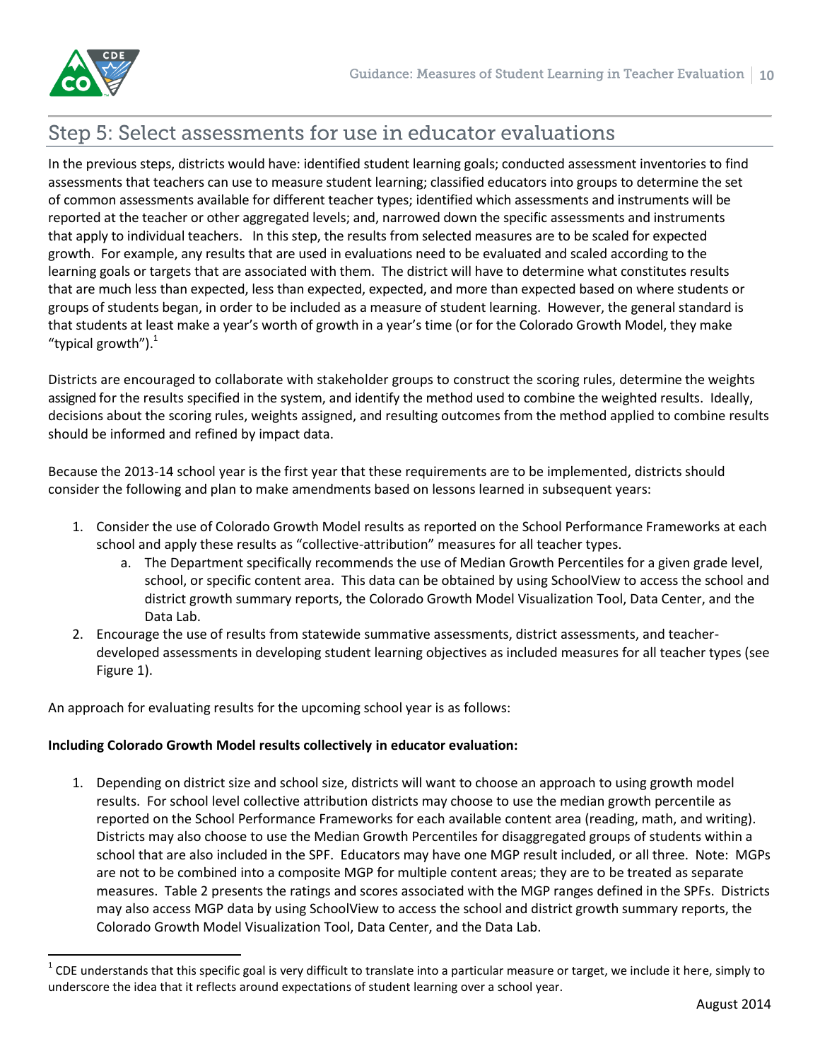## Step 5: Select assessments for use in educator evaluations

In the previous steps, districts would have: identified student learning goals; conducted assessment inventories to find assessments that teachers can use to measure student learning; classified educators into groups to determine the set of common assessments available for different teacher types; identified which assessments and instruments will be reported at the teacher or other aggregated levels; and, narrowed down the specific assessments and instruments that apply to individual teachers. In this step, the results from selected measures are to be scaled for expected growth. For example, any results that are used in evaluations need to be evaluated and scaled according to the learning goals or targets that are associated with them. The district will have to determine what constitutes results that are much less than expected, less than expected, expected, and more than expected based on where students or groups of students began, in order to be included as a measure of student learning. However, the general standard is that students at least make a year's worth of growth in a year's time (or for the Colorado Growth Model, they make "typical growth").[1]

Districts are encouraged to collaborate with stakeholder groups to construct the scoring rules, determine the weights assigned for the results specified in the system, and identify the method used to combine the weighted results. Ideally, decisions about the scoring rules, weights assigned, and resulting outcomes from the method applied to combine results should be informed and refined by impact data.

Because the 2013-14 school year is the first year that these requirements are to be implemented, districts should consider the following and plan to make amendments based on lessons learned in subsequent years:

1. Consider the use of Colorado Growth Model results as reported on the School Performance Frameworks at each school and apply these results as "collective-attribution" measures for all teacher types.
    a. The Department specifically recommends the use of Median Growth Percentiles for a given grade level, school, or specific content area. This data can be obtained by using SchoolView to access the school and district growth summary reports, the Colorado Growth Model Visualization Tool, Data Center, and the Data Lab.
2. Encourage the use of results from statewide summative assessments, district assessments, and teacher-developed assessments in developing student learning objectives as included measures for all teacher types (see Figure 1).

An approach for evaluating results for the upcoming school year is as follows:

**Including Colorado Growth Model results collectively in educator evaluation:**

1. Depending on district size and school size, districts will want to choose an approach to using growth model results. For school level collective attribution districts may choose to use the median growth percentile as reported on the School Performance Frameworks for each available content area (reading, math, and writing). Districts may also choose to use the Median Growth Percentiles for disaggregated groups of students within a school that are also included in the SPF. Educators may have one MGP result included, or all three. Note: MGPs are not to be combined into a composite MGP for multiple content areas; they are to be treated as separate measures. Table 2 presents the ratings and scores associated with the MGP ranges defined in the SPFs. Districts may also access MGP data by using SchoolView to access the school and district growth summary reports, the Colorado Growth Model Visualization Tool, Data Center, and the Data Lab.

[1] CDE understands that this specific goal is very difficult to translate into a particular measure or target, we include it here, simply to underscore the idea that it reflects around expectations of student learning over a school year.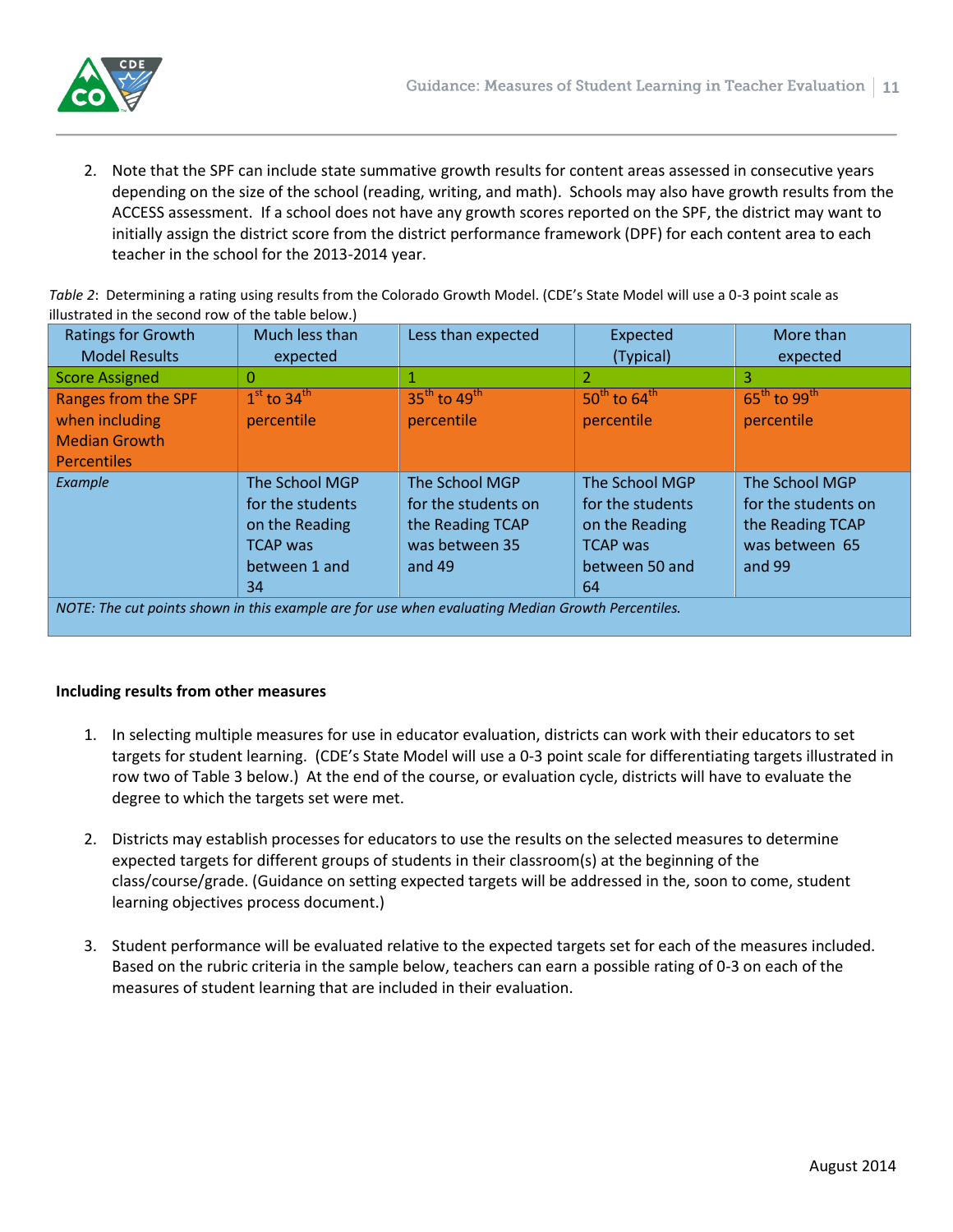2. Note that the SPF can include state summative growth results for content areas assessed in consecutive years depending on the size of the school (reading, writing, and math). Schools may also have growth results from the ACCESS assessment. If a school does not have any growth scores reported on the SPF, the district may want to initially assign the district score from the district performance framework (DPF) for each content area to each teacher in the school for the 2013-2014 year.

*Table 2*: Determining a rating using results from the Colorado Growth Model. (CDE's State Model will use a 0-3 point scale as illustrated in the second row of the table below.)

| Ratings for Growth Model Results | Much less than expected | Less than expected | Expected (Typical) | More than expected |
|---|---|---|---|---|
| Score Assigned | 0 | 1 | 2 | 3 |
| Ranges from the SPF when including Median Growth Percentiles | 1st to 34th percentile | 35th to 49th percentile | 50th to 64th percentile | 65th to 99th percentile |
| *Example* | The School MGP for the students on the Reading TCAP was between 1 and 34 | The School MGP for the students on the Reading TCAP was between 35 and 49 | The School MGP for the students on the Reading TCAP was between 50 and 64 | The School MGP for the students on the Reading TCAP was between 65 and 99 |
| *NOTE: The cut points shown in this example are for use when evaluating Median Growth Percentiles.* | | | | |

**Including results from other measures**

1. In selecting multiple measures for use in educator evaluation, districts can work with their educators to set targets for student learning. (CDE's State Model will use a 0-3 point scale for differentiating targets illustrated in row two of Table 3 below.) At the end of the course, or evaluation cycle, districts will have to evaluate the degree to which the targets set were met.

2. Districts may establish processes for educators to use the results on the selected measures to determine expected targets for different groups of students in their classroom(s) at the beginning of the class/course/grade. (Guidance on setting expected targets will be addressed in the, soon to come, student learning objectives process document.)

3. Student performance will be evaluated relative to the expected targets set for each of the measures included. Based on the rubric criteria in the sample below, teachers can earn a possible rating of 0-3 on each of the measures of student learning that are included in their evaluation.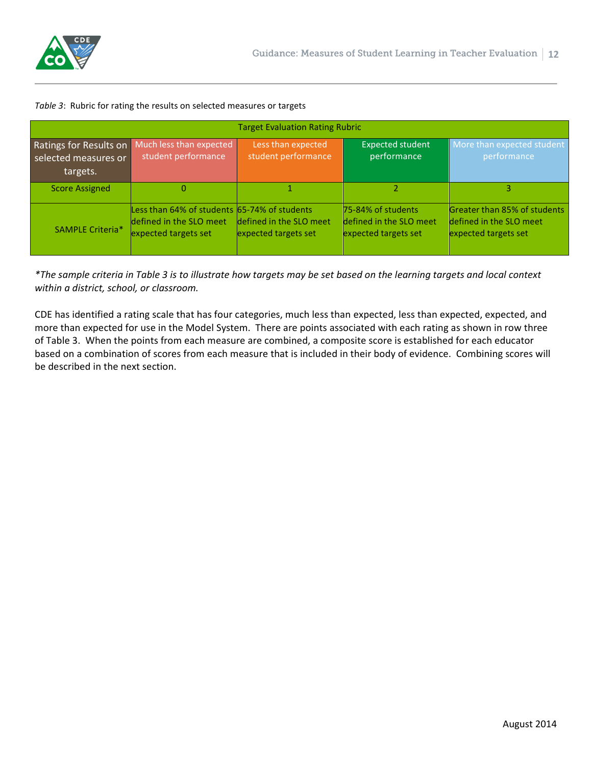*Table 3*: Rubric for rating the results on selected measures or targets

| Target Evaluation Rating Rubric | | | | |
|---|---|---|---|---|
| Ratings for Results on selected measures or targets. | Much less than expected student performance | Less than expected student performance | Expected student performance | More than expected student performance |
| Score Assigned | 0 | 1 | 2 | 3 |
| SAMPLE Criteria* | Less than 64% of students defined in the SLO meet expected targets set | 65-74% of students defined in the SLO meet expected targets set | 75-84% of students defined in the SLO meet expected targets set | Greater than 85% of students defined in the SLO meet expected targets set |

*\*The sample criteria in Table 3 is to illustrate how targets may be set based on the learning targets and local context within a district, school, or classroom.*

CDE has identified a rating scale that has four categories, much less than expected, less than expected, expected, and more than expected for use in the Model System. There are points associated with each rating as shown in row three of Table 3. When the points from each measure are combined, a composite score is established for each educator based on a combination of scores from each measure that is included in their body of evidence. Combining scores will be described in the next section.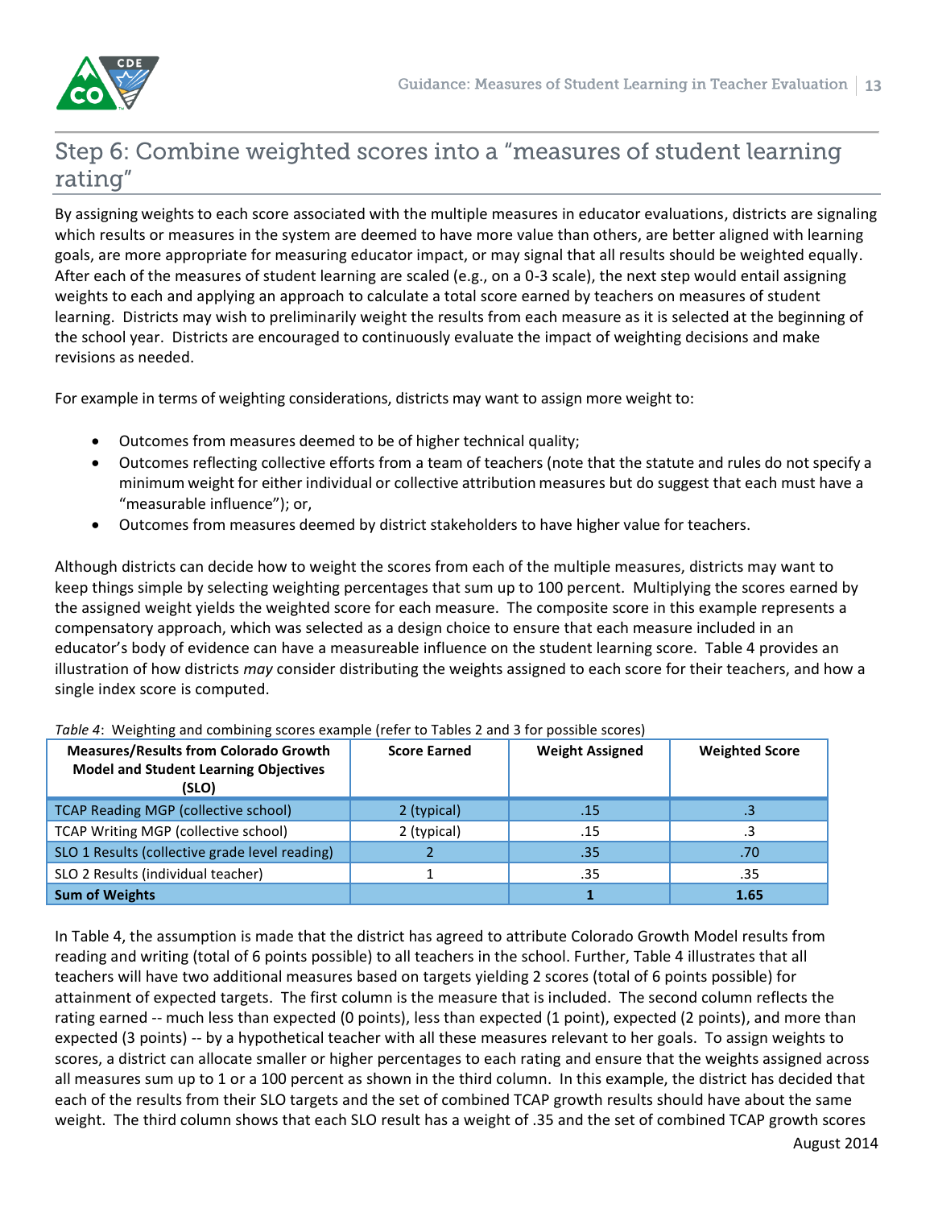## Step 6: Combine weighted scores into a "measures of student learning rating"

By assigning weights to each score associated with the multiple measures in educator evaluations, districts are signaling which results or measures in the system are deemed to have more value than others, are better aligned with learning goals, are more appropriate for measuring educator impact, or may signal that all results should be weighted equally. After each of the measures of student learning are scaled (e.g., on a 0-3 scale), the next step would entail assigning weights to each and applying an approach to calculate a total score earned by teachers on measures of student learning. Districts may wish to preliminarily weight the results from each measure as it is selected at the beginning of the school year. Districts are encouraged to continuously evaluate the impact of weighting decisions and make revisions as needed.

For example in terms of weighting considerations, districts may want to assign more weight to:

- Outcomes from measures deemed to be of higher technical quality;
- Outcomes reflecting collective efforts from a team of teachers (note that the statute and rules do not specify a minimum weight for either individual or collective attribution measures but do suggest that each must have a "measurable influence"); or,
- Outcomes from measures deemed by district stakeholders to have higher value for teachers.

Although districts can decide how to weight the scores from each of the multiple measures, districts may want to keep things simple by selecting weighting percentages that sum up to 100 percent. Multiplying the scores earned by the assigned weight yields the weighted score for each measure. The composite score in this example represents a compensatory approach, which was selected as a design choice to ensure that each measure included in an educator's body of evidence can have a measureable influence on the student learning score. Table 4 provides an illustration of how districts *may* consider distributing the weights assigned to each score for their teachers, and how a single index score is computed.

*Table 4*: Weighting and combining scores example (refer to Tables 2 and 3 for possible scores)

| Measures/Results from Colorado Growth Model and Student Learning Objectives (SLO) | Score Earned | Weight Assigned | Weighted Score |
|---|---|---|---|
| TCAP Reading MGP (collective school) | 2 (typical) | .15 | .3 |
| TCAP Writing MGP (collective school) | 2 (typical) | .15 | .3 |
| SLO 1 Results (collective grade level reading) | 2 | .35 | .70 |
| SLO 2 Results (individual teacher) | 1 | .35 | .35 |
| **Sum of Weights** | | **1** | **1.65** |

In Table 4, the assumption is made that the district has agreed to attribute Colorado Growth Model results from reading and writing (total of 6 points possible) to all teachers in the school. Further, Table 4 illustrates that all teachers will have two additional measures based on targets yielding 2 scores (total of 6 points possible) for attainment of expected targets. The first column is the measure that is included. The second column reflects the rating earned -- much less than expected (0 points), less than expected (1 point), expected (2 points), and more than expected (3 points) -- by a hypothetical teacher with all these measures relevant to her goals. To assign weights to scores, a district can allocate smaller or higher percentages to each rating and ensure that the weights assigned across all measures sum up to 1 or a 100 percent as shown in the third column. In this example, the district has decided that each of the results from their SLO targets and the set of combined TCAP growth results should have about the same weight. The third column shows that each SLO result has a weight of .35 and the set of combined TCAP growth scores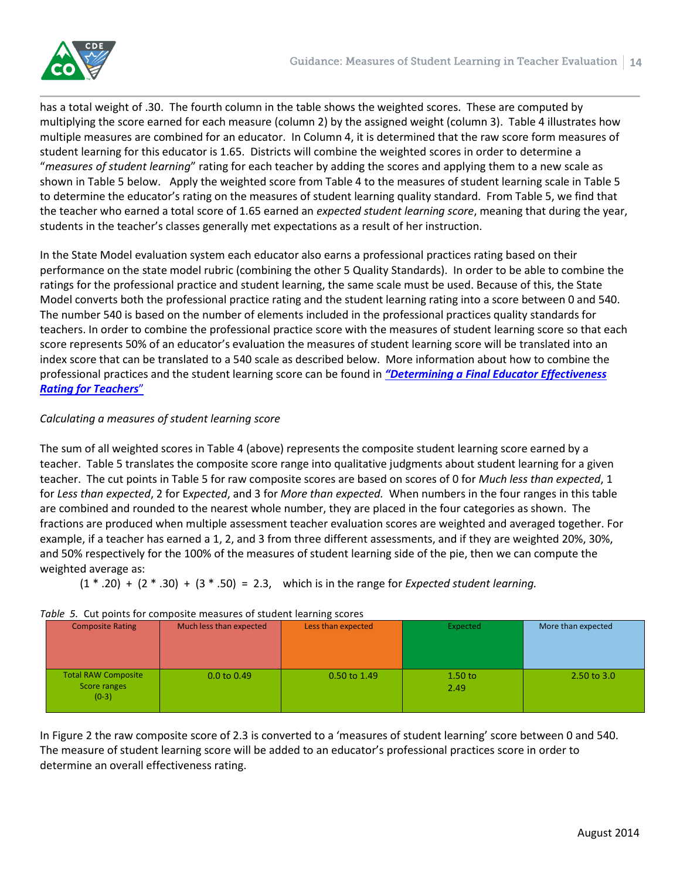has a total weight of .30. The fourth column in the table shows the weighted scores. These are computed by multiplying the score earned for each measure (column 2) by the assigned weight (column 3). Table 4 illustrates how multiple measures are combined for an educator. In Column 4, it is determined that the raw score form measures of student learning for this educator is 1.65. Districts will combine the weighted scores in order to determine a "*measures of student learning*" rating for each teacher by adding the scores and applying them to a new scale as shown in Table 5 below. Apply the weighted score from Table 4 to the measures of student learning scale in Table 5 to determine the educator's rating on the measures of student learning quality standard. From Table 5, we find that the teacher who earned a total score of 1.65 earned an *expected student learning score*, meaning that during the year, students in the teacher's classes generally met expectations as a result of her instruction.

In the State Model evaluation system each educator also earns a professional practices rating based on their performance on the state model rubric (combining the other 5 Quality Standards). In order to be able to combine the ratings for the professional practice and student learning, the same scale must be used. Because of this, the State Model converts both the professional practice rating and the student learning rating into a score between 0 and 540. The number 540 is based on the number of elements included in the professional practices quality standards for teachers. In order to combine the professional practice score with the measures of student learning score so that each score represents 50% of an educator's evaluation the measures of student learning score will be translated into an index score that can be translated to a 540 scale as described below. More information about how to combine the professional practices and the student learning score can be found in ***"Determining a Final Educator Effectiveness Rating for Teachers"***

*Calculating a measures of student learning score*

The sum of all weighted scores in Table 4 (above) represents the composite student learning score earned by a teacher. Table 5 translates the composite score range into qualitative judgments about student learning for a given teacher. The cut points in Table 5 for raw composite scores are based on scores of 0 for *Much less than expected*, 1 for *Less than expected*, 2 for *Expected*, and 3 for *More than expected.* When numbers in the four ranges in this table are combined and rounded to the nearest whole number, they are placed in the four categories as shown. The fractions are produced when multiple assessment teacher evaluation scores are weighted and averaged together. For example, if a teacher has earned a 1, 2, and 3 from three different assessments, and if they are weighted 20%, 30%, and 50% respectively for the 100% of the measures of student learning side of the pie, then we can compute the weighted average as:

$(1 * .20) + (2 * .30) + (3 * .50) = 2.3$, which is in the range for *Expected student learning.*

*Table 5.* Cut points for composite measures of student learning scores

| Composite Rating | Much less than expected | Less than expected | Expected | More than expected |
|---|---|---|---|---|
| Total RAW Composite Score ranges (0-3) | 0.0 to 0.49 | 0.50 to 1.49 | 1.50 to 2.49 | 2.50 to 3.0 |

In Figure 2 the raw composite score of 2.3 is converted to a 'measures of student learning' score between 0 and 540. The measure of student learning score will be added to an educator's professional practices score in order to determine an overall effectiveness rating.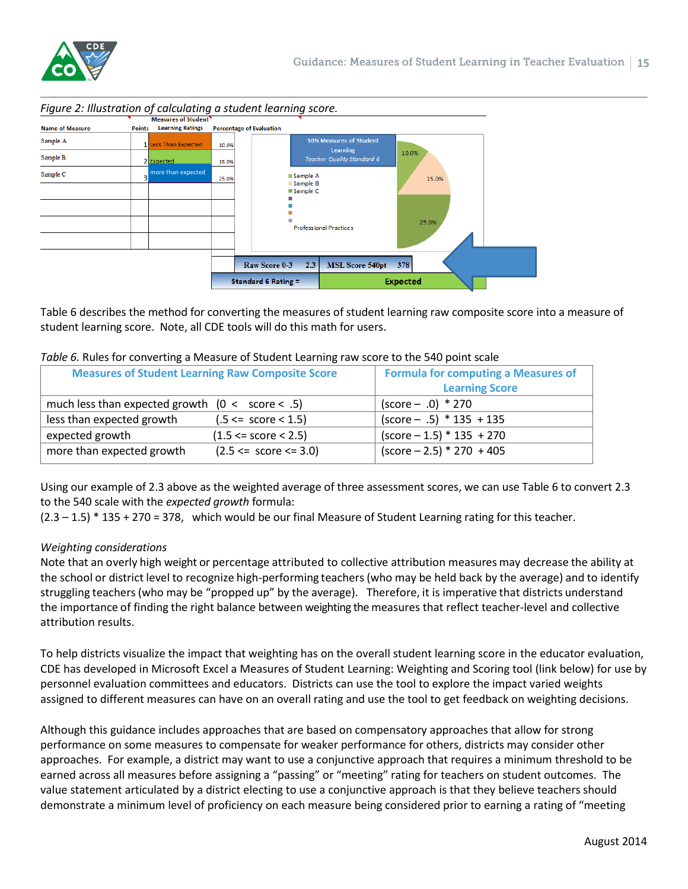*Figure 2: Illustration of calculating a student learning score.*

| Name of Measure | Points | Measures of Student Learning Ratings | Percentage of Evaluation |
|---|---|---|---|
| Sample A | 1 | Less Than Expected | 10.0% |
| Sample B | 2 | Expected | 15.0% |
| Sample C | 3 | more than expected | 25.0% |
| | | | |
| | | | |
| | | | |
| | | | |

50% Measures of Student Learning
*Teacher Quality Standard 6*

- Sample A — 10.0%
- Sample B — 15.0%
- Sample C — 25.0%

Professional Practices

| Raw Score 0-3 | 2.3 | MSL Score 540pt | 378 |
|---|---|---|---|
| **Standard 6 Rating =** | | **Expected** | |

Table 6 describes the method for converting the measures of student learning raw composite score into a measure of student learning score. Note, all CDE tools will do this math for users.

*Table 6.* Rules for converting a Measure of Student Learning raw score to the 540 point scale

| Measures of Student Learning Raw Composite Score | | Formula for computing a Measures of Learning Score |
|---|---|---|
| much less than expected growth | (0 < score < .5) | (score – .0) * 270 |
| less than expected growth | (.5 <= score < 1.5) | (score – .5) * 135 + 135 |
| expected growth | (1.5 <= score < 2.5) | (score – 1.5) * 135 + 270 |
| more than expected growth | (2.5 <= score <= 3.0) | (score – 2.5) * 270 + 405 |

Using our example of 2.3 above as the weighted average of three assessment scores, we can use Table 6 to convert 2.3 to the 540 scale with the *expected growth* formula:
(2.3 – 1.5) * 135 + 270 = 378, which would be our final Measure of Student Learning rating for this teacher.

*Weighting considerations*
Note that an overly high weight or percentage attributed to collective attribution measures may decrease the ability at the school or district level to recognize high-performing teachers (who may be held back by the average) and to identify struggling teachers (who may be "propped up" by the average). Therefore, it is imperative that districts understand the importance of finding the right balance between weighting the measures that reflect teacher-level and collective attribution results.

To help districts visualize the impact that weighting has on the overall student learning score in the educator evaluation, CDE has developed in Microsoft Excel a Measures of Student Learning: Weighting and Scoring tool (link below) for use by personnel evaluation committees and educators. Districts can use the tool to explore the impact varied weights assigned to different measures can have on an overall rating and use the tool to get feedback on weighting decisions.

Although this guidance includes approaches that are based on compensatory approaches that allow for strong performance on some measures to compensate for weaker performance for others, districts may consider other approaches. For example, a district may want to use a conjunctive approach that requires a minimum threshold to be earned across all measures before assigning a "passing" or "meeting" rating for teachers on student outcomes. The value statement articulated by a district electing to use a conjunctive approach is that they believe teachers should demonstrate a minimum level of proficiency on each measure being considered prior to earning a rating of "meeting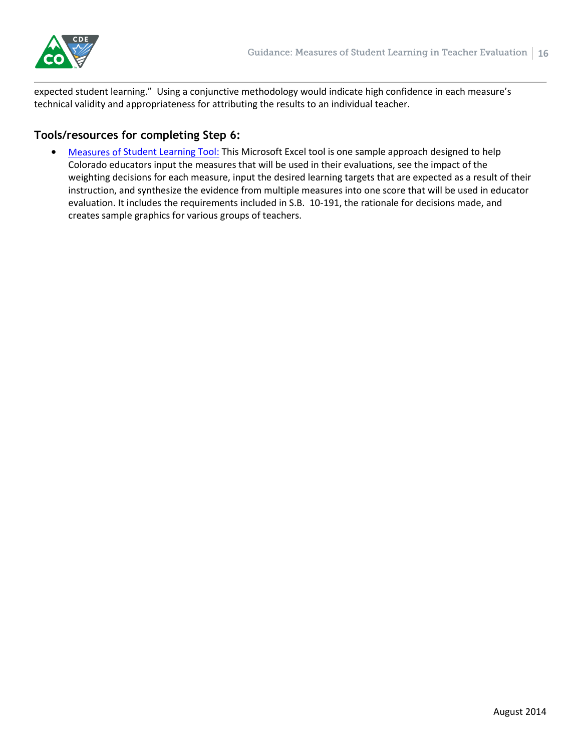expected student learning." Using a conjunctive methodology would indicate high confidence in each measure's technical validity and appropriateness for attributing the results to an individual teacher.

## Tools/resources for completing Step 6:

- Measures of Student Learning Tool: This Microsoft Excel tool is one sample approach designed to help Colorado educators input the measures that will be used in their evaluations, see the impact of the weighting decisions for each measure, input the desired learning targets that are expected as a result of their instruction, and synthesize the evidence from multiple measures into one score that will be used in educator evaluation. It includes the requirements included in S.B. 10-191, the rationale for decisions made, and creates sample graphics for various groups of teachers.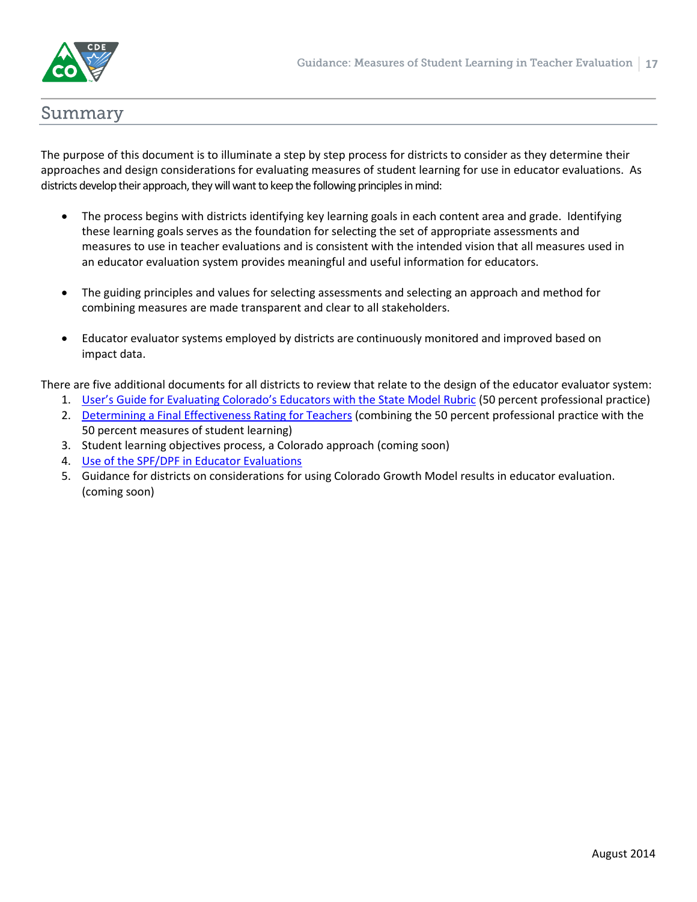## Summary

The purpose of this document is to illuminate a step by step process for districts to consider as they determine their approaches and design considerations for evaluating measures of student learning for use in educator evaluations. As districts develop their approach, they will want to keep the following principles in mind:

- The process begins with districts identifying key learning goals in each content area and grade. Identifying these learning goals serves as the foundation for selecting the set of appropriate assessments and measures to use in teacher evaluations and is consistent with the intended vision that all measures used in an educator evaluation system provides meaningful and useful information for educators.

- The guiding principles and values for selecting assessments and selecting an approach and method for combining measures are made transparent and clear to all stakeholders.

- Educator evaluator systems employed by districts are continuously monitored and improved based on impact data.

There are five additional documents for all districts to review that relate to the design of the educator evaluator system:

1. User's Guide for Evaluating Colorado's Educators with the State Model Rubric (50 percent professional practice)
2. Determining a Final Effectiveness Rating for Teachers (combining the 50 percent professional practice with the 50 percent measures of student learning)
3. Student learning objectives process, a Colorado approach (coming soon)
4. Use of the SPF/DPF in Educator Evaluations
5. Guidance for districts on considerations for using Colorado Growth Model results in educator evaluation. (coming soon)